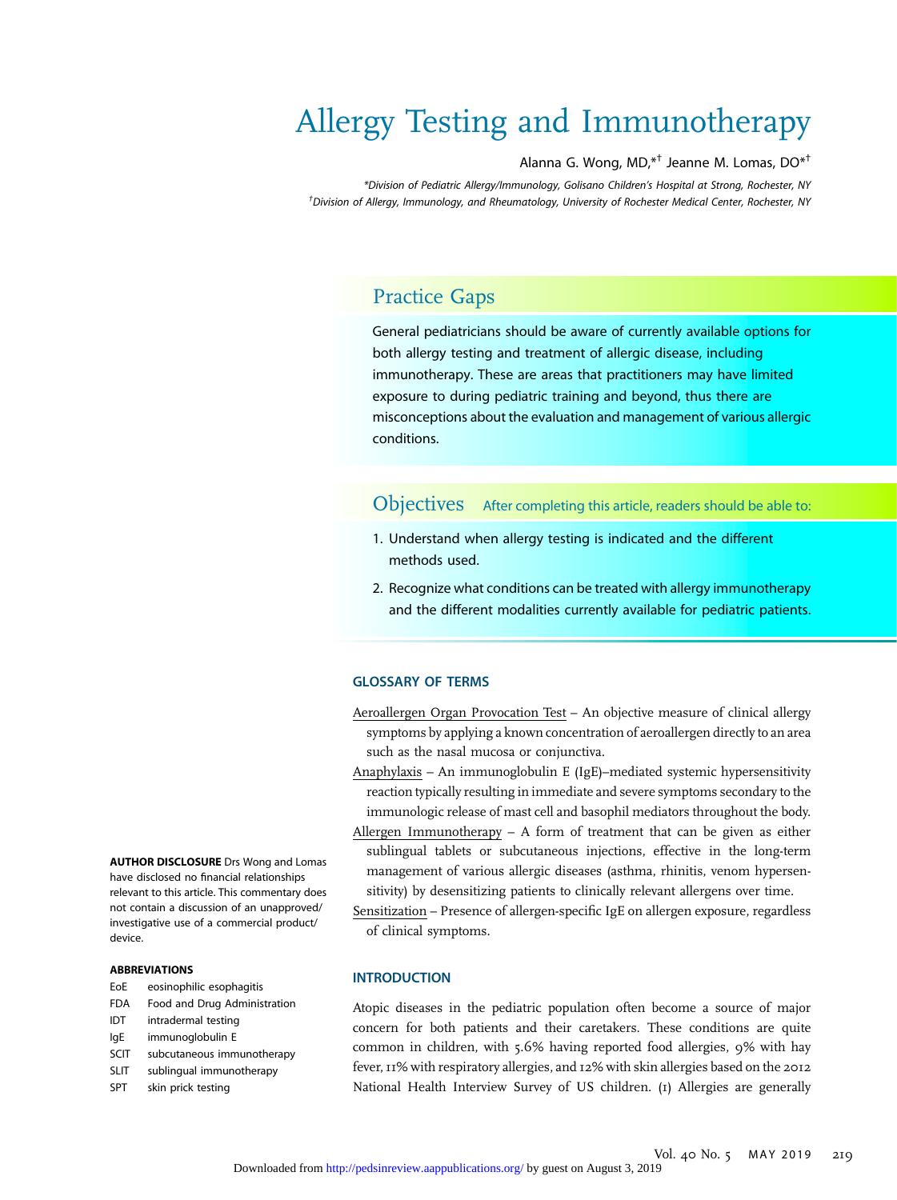# Allergy Testing and Immunotherapy

Alanna G. Wong, MD,*† Jeanne M. Lomas, DO*†

*Division of Pediatric Allergy/Immunology, Golisano Children's Hospital at Strong, Rochester, NY

†Division of Allergy, Immunology, and Rheumatology, University of Rochester Medical Center, Rochester, NY

## Practice Gaps

General pediatricians should be aware of currently available options for both allergy testing and treatment of allergic disease, including immunotherapy. These are areas that practitioners may have limited exposure to during pediatric training and beyond, thus there are misconceptions about the evaluation and management of various allergic conditions.

## Objectives

After completing this article, readers should be able to:

1. Understand when allergy testing is indicated and the different methods used.
2. Recognize what conditions can be treated with allergy immunotherapy and the different modalities currently available for pediatric patients.

**AUTHOR DISCLOSURE** Drs Wong and Lomas have disclosed no financial relationships relevant to this article. This commentary does not contain a discussion of an unapproved/investigative use of a commercial product/device.

**ABBREVIATIONS**

| | |
|---|---|
| EoE | eosinophilic esophagitis |
| FDA | Food and Drug Administration |
| IDT | intradermal testing |
| IgE | immunoglobulin E |
| SCIT | subcutaneous immunotherapy |
| SLIT | sublingual immunotherapy |
| SPT | skin prick testing |

### GLOSSARY OF TERMS

Aeroallergen Organ Provocation Test – An objective measure of clinical allergy symptoms by applying a known concentration of aeroallergen directly to an area such as the nasal mucosa or conjunctiva.

Anaphylaxis – An immunoglobulin E (IgE)–mediated systemic hypersensitivity reaction typically resulting in immediate and severe symptoms secondary to the immunologic release of mast cell and basophil mediators throughout the body.

Allergen Immunotherapy – A form of treatment that can be given as either sublingual tablets or subcutaneous injections, effective in the long-term management of various allergic diseases (asthma, rhinitis, venom hypersensitivity) by desensitizing patients to clinically relevant allergens over time.

Sensitization – Presence of allergen-specific IgE on allergen exposure, regardless of clinical symptoms.

### INTRODUCTION

Atopic diseases in the pediatric population often become a source of major concern for both patients and their caretakers. These conditions are quite common in children, with 5.6% having reported food allergies, 9% with hay fever, 11% with respiratory allergies, and 12% with skin allergies based on the 2012 National Health Interview Survey of US children. (1) Allergies are generally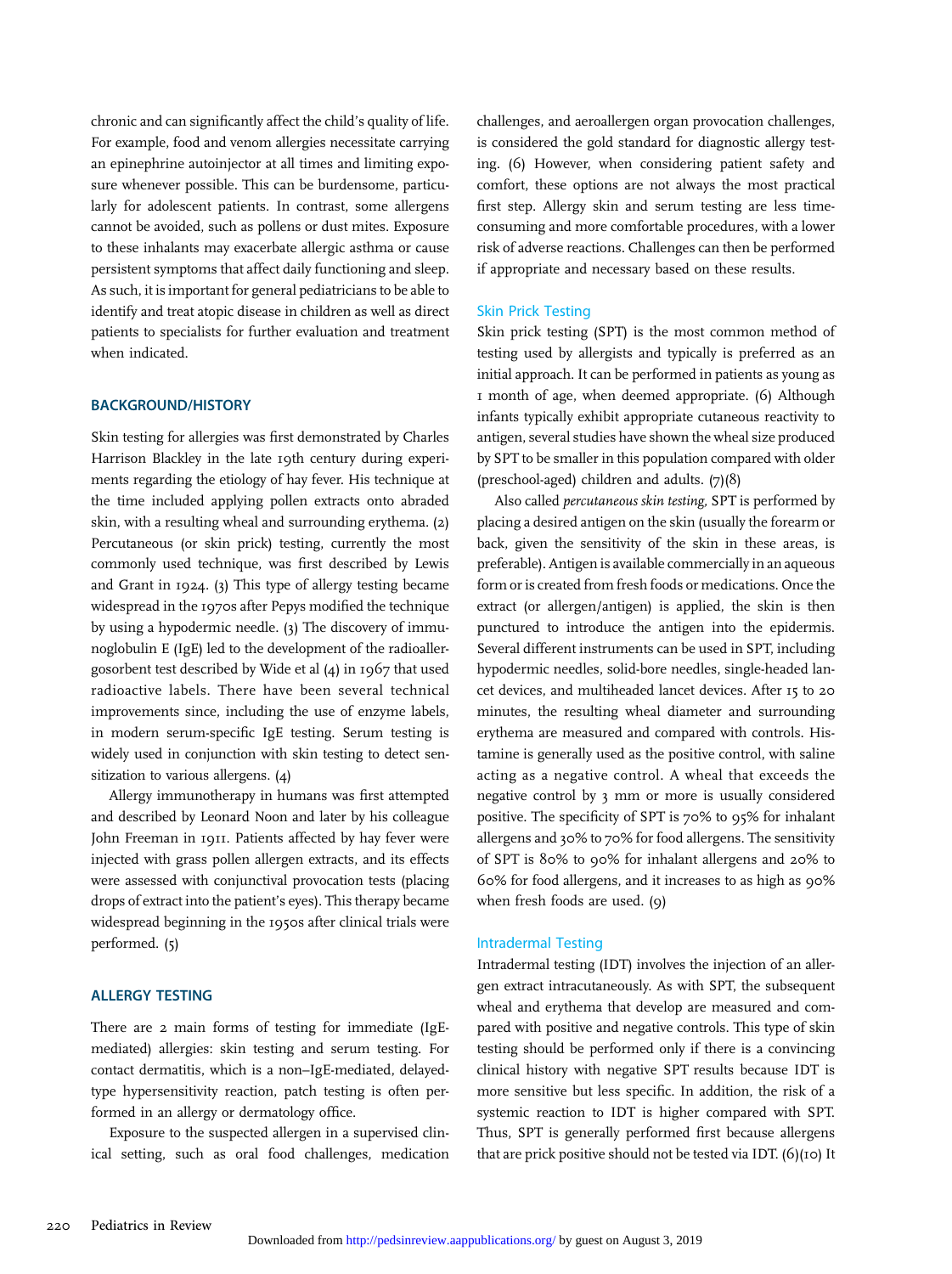chronic and can significantly affect the child's quality of life. For example, food and venom allergies necessitate carrying an epinephrine autoinjector at all times and limiting exposure whenever possible. This can be burdensome, particularly for adolescent patients. In contrast, some allergens cannot be avoided, such as pollens or dust mites. Exposure to these inhalants may exacerbate allergic asthma or cause persistent symptoms that affect daily functioning and sleep. As such, it is important for general pediatricians to be able to identify and treat atopic disease in children as well as direct patients to specialists for further evaluation and treatment when indicated.

## BACKGROUND/HISTORY

Skin testing for allergies was first demonstrated by Charles Harrison Blackley in the late 19th century during experiments regarding the etiology of hay fever. His technique at the time included applying pollen extracts onto abraded skin, with a resulting wheal and surrounding erythema. (2) Percutaneous (or skin prick) testing, currently the most commonly used technique, was first described by Lewis and Grant in 1924. (3) This type of allergy testing became widespread in the 1970s after Pepys modified the technique by using a hypodermic needle. (3) The discovery of immunoglobulin E (IgE) led to the development of the radioallergosorbent test described by Wide et al (4) in 1967 that used radioactive labels. There have been several technical improvements since, including the use of enzyme labels, in modern serum-specific IgE testing. Serum testing is widely used in conjunction with skin testing to detect sensitization to various allergens. (4)

Allergy immunotherapy in humans was first attempted and described by Leonard Noon and later by his colleague John Freeman in 1911. Patients affected by hay fever were injected with grass pollen allergen extracts, and its effects were assessed with conjunctival provocation tests (placing drops of extract into the patient's eyes). This therapy became widespread beginning in the 1950s after clinical trials were performed. (5)

## ALLERGY TESTING

There are 2 main forms of testing for immediate (IgE-mediated) allergies: skin testing and serum testing. For contact dermatitis, which is a non–IgE-mediated, delayed-type hypersensitivity reaction, patch testing is often performed in an allergy or dermatology office.

Exposure to the suspected allergen in a supervised clinical setting, such as oral food challenges, medication challenges, and aeroallergen organ provocation challenges, is considered the gold standard for diagnostic allergy testing. (6) However, when considering patient safety and comfort, these options are not always the most practical first step. Allergy skin and serum testing are less time-consuming and more comfortable procedures, with a lower risk of adverse reactions. Challenges can then be performed if appropriate and necessary based on these results.

### Skin Prick Testing

Skin prick testing (SPT) is the most common method of testing used by allergists and typically is preferred as an initial approach. It can be performed in patients as young as 1 month of age, when deemed appropriate. (6) Although infants typically exhibit appropriate cutaneous reactivity to antigen, several studies have shown the wheal size produced by SPT to be smaller in this population compared with older (preschool-aged) children and adults. (7)(8)

Also called *percutaneous skin testing*, SPT is performed by placing a desired antigen on the skin (usually the forearm or back, given the sensitivity of the skin in these areas, is preferable). Antigen is available commercially in an aqueous form or is created from fresh foods or medications. Once the extract (or allergen/antigen) is applied, the skin is then punctured to introduce the antigen into the epidermis. Several different instruments can be used in SPT, including hypodermic needles, solid-bore needles, single-headed lancet devices, and multiheaded lancet devices. After 15 to 20 minutes, the resulting wheal diameter and surrounding erythema are measured and compared with controls. Histamine is generally used as the positive control, with saline acting as a negative control. A wheal that exceeds the negative control by 3 mm or more is usually considered positive. The specificity of SPT is 70% to 95% for inhalant allergens and 30% to 70% for food allergens. The sensitivity of SPT is 80% to 90% for inhalant allergens and 20% to 60% for food allergens, and it increases to as high as 90% when fresh foods are used. (9)

### Intradermal Testing

Intradermal testing (IDT) involves the injection of an allergen extract intracutaneously. As with SPT, the subsequent wheal and erythema that develop are measured and compared with positive and negative controls. This type of skin testing should be performed only if there is a convincing clinical history with negative SPT results because IDT is more sensitive but less specific. In addition, the risk of a systemic reaction to IDT is higher compared with SPT. Thus, SPT is generally performed first because allergens that are prick positive should not be tested via IDT. (6)(10) It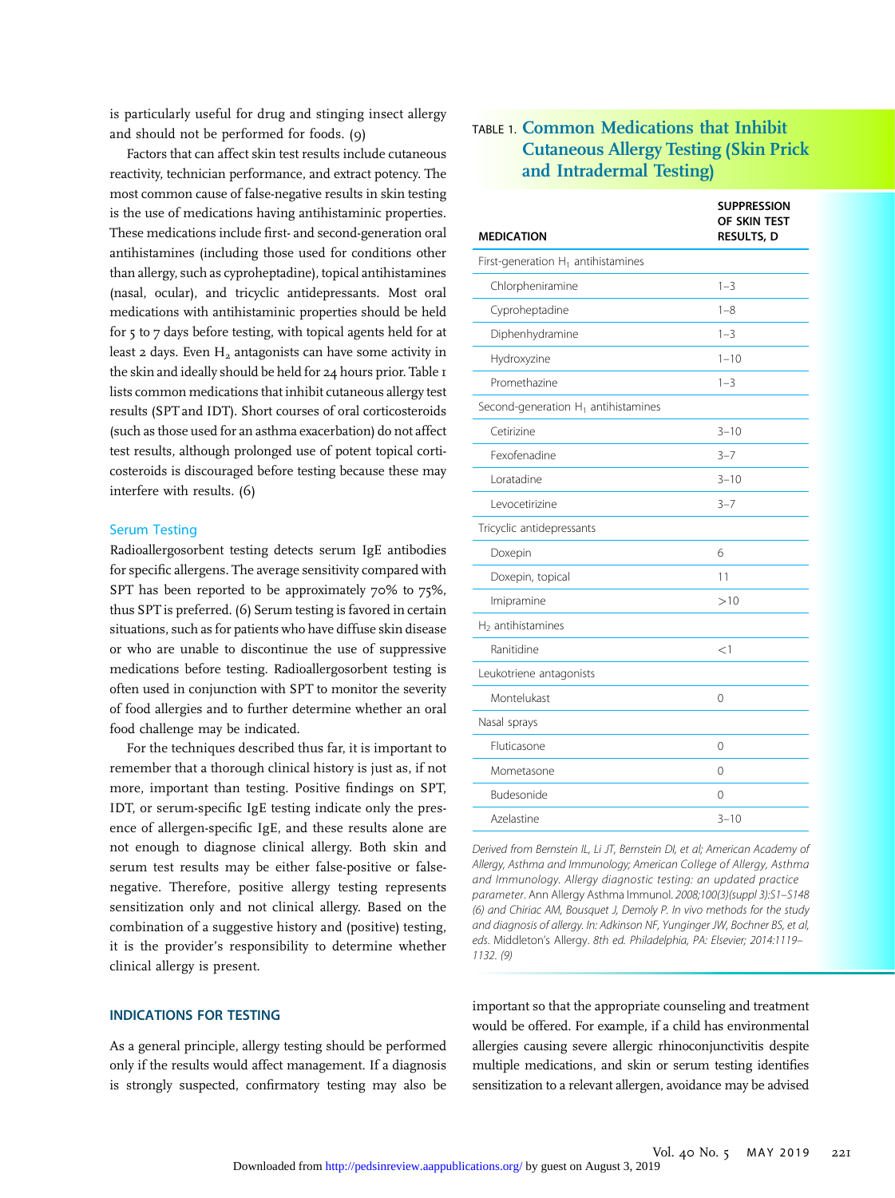is particularly useful for drug and stinging insect allergy and should not be performed for foods. (9)

Factors that can affect skin test results include cutaneous reactivity, technician performance, and extract potency. The most common cause of false-negative results in skin testing is the use of medications having antihistaminic properties. These medications include first- and second-generation oral antihistamines (including those used for conditions other than allergy, such as cyproheptadine), topical antihistamines (nasal, ocular), and tricyclic antidepressants. Most oral medications with antihistaminic properties should be held for 5 to 7 days before testing, with topical agents held for at least 2 days. Even $H_2$ antagonists can have some activity in the skin and ideally should be held for 24 hours prior. Table 1 lists common medications that inhibit cutaneous allergy test results (SPT and IDT). Short courses of oral corticosteroids (such as those used for an asthma exacerbation) do not affect test results, although prolonged use of potent topical corticosteroids is discouraged before testing because these may interfere with results. (6)

### Serum Testing

Radioallergosorbent testing detects serum IgE antibodies for specific allergens. The average sensitivity compared with SPT has been reported to be approximately 70% to 75%, thus SPT is preferred. (6) Serum testing is favored in certain situations, such as for patients who have diffuse skin disease or who are unable to discontinue the use of suppressive medications before testing. Radioallergosorbent testing is often used in conjunction with SPT to monitor the severity of food allergies and to further determine whether an oral food challenge may be indicated.

For the techniques described thus far, it is important to remember that a thorough clinical history is just as, if not more, important than testing. Positive findings on SPT, IDT, or serum-specific IgE testing indicate only the presence of allergen-specific IgE, and these results alone are not enough to diagnose clinical allergy. Both skin and serum test results may be either false-positive or false-negative. Therefore, positive allergy testing represents sensitization only and not clinical allergy. Based on the combination of a suggestive history and (positive) testing, it is the provider's responsibility to determine whether clinical allergy is present.

**TABLE 1. Common Medications that Inhibit Cutaneous Allergy Testing (Skin Prick and Intradermal Testing)**

| MEDICATION | SUPPRESSION OF SKIN TEST RESULTS, D |
|---|---|
| First-generation $H_1$ antihistamines | |
| Chlorpheniramine | 1–3 |
| Cyproheptadine | 1–8 |
| Diphenhydramine | 1–3 |
| Hydroxyzine | 1–10 |
| Promethazine | 1–3 |
| Second-generation $H_1$ antihistamines | |
| Cetirizine | 3–10 |
| Fexofenadine | 3–7 |
| Loratadine | 3–10 |
| Levocetirizine | 3–7 |
| Tricyclic antidepressants | |
| Doxepin | 6 |
| Doxepin, topical | 11 |
| Imipramine | >10 |
| $H_2$ antihistamines | |
| Ranitidine | <1 |
| Leukotriene antagonists | |
| Montelukast | 0 |
| Nasal sprays | |
| Fluticasone | 0 |
| Mometasone | 0 |
| Budesonide | 0 |
| Azelastine | 3–10 |

*Derived from Bernstein IL, Li JT, Bernstein DI, et al; American Academy of Allergy, Asthma and Immunology; American College of Allergy, Asthma and Immunology. Allergy diagnostic testing: an updated practice parameter. Ann Allergy Asthma Immunol. 2008;100(3)(suppl 3):S1–S148 (6) and Chiriac AM, Bousquet J, Demoly P. In vivo methods for the study and diagnosis of allergy. In: Adkinson NF, Yunginger JW, Bochner BS, et al, eds. Middleton's Allergy. 8th ed. Philadelphia, PA: Elsevier; 2014:1119–1132. (9)*

## INDICATIONS FOR TESTING

As a general principle, allergy testing should be performed only if the results would affect management. If a diagnosis is strongly suspected, confirmatory testing may also be important so that the appropriate counseling and treatment would be offered. For example, if a child has environmental allergies causing severe allergic rhinoconjunctivitis despite multiple medications, and skin or serum testing identifies sensitization to a relevant allergen, avoidance may be advised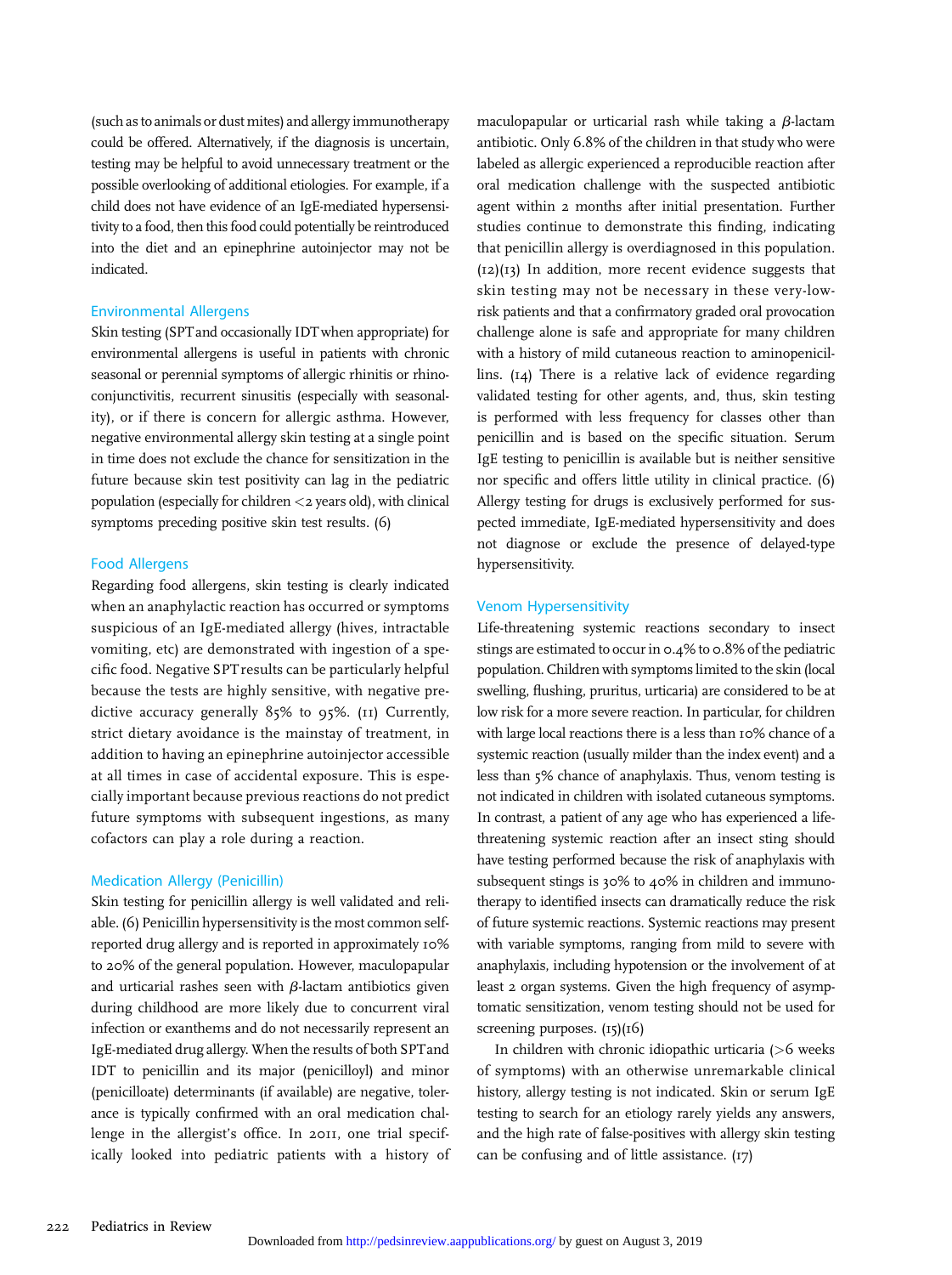(such as to animals or dust mites) and allergy immunotherapy could be offered. Alternatively, if the diagnosis is uncertain, testing may be helpful to avoid unnecessary treatment or the possible overlooking of additional etiologies. For example, if a child does not have evidence of an IgE-mediated hypersensitivity to a food, then this food could potentially be reintroduced into the diet and an epinephrine autoinjector may not be indicated.

### Environmental Allergens

Skin testing (SPT and occasionally IDT when appropriate) for environmental allergens is useful in patients with chronic seasonal or perennial symptoms of allergic rhinitis or rhinoconjunctivitis, recurrent sinusitis (especially with seasonality), or if there is concern for allergic asthma. However, negative environmental allergy skin testing at a single point in time does not exclude the chance for sensitization in the future because skin test positivity can lag in the pediatric population (especially for children <2 years old), with clinical symptoms preceding positive skin test results. (6)

### Food Allergens

Regarding food allergens, skin testing is clearly indicated when an anaphylactic reaction has occurred or symptoms suspicious of an IgE-mediated allergy (hives, intractable vomiting, etc) are demonstrated with ingestion of a specific food. Negative SPT results can be particularly helpful because the tests are highly sensitive, with negative predictive accuracy generally 85% to 95%. (11) Currently, strict dietary avoidance is the mainstay of treatment, in addition to having an epinephrine autoinjector accessible at all times in case of accidental exposure. This is especially important because previous reactions do not predict future symptoms with subsequent ingestions, as many cofactors can play a role during a reaction.

### Medication Allergy (Penicillin)

Skin testing for penicillin allergy is well validated and reliable. (6) Penicillin hypersensitivity is the most common self-reported drug allergy and is reported in approximately 10% to 20% of the general population. However, maculopapular and urticarial rashes seen with β-lactam antibiotics given during childhood are more likely due to concurrent viral infection or exanthems and do not necessarily represent an IgE-mediated drug allergy. When the results of both SPT and IDT to penicillin and its major (penicilloyl) and minor (penicilloate) determinants (if available) are negative, tolerance is typically confirmed with an oral medication challenge in the allergist's office. In 2011, one trial specifically looked into pediatric patients with a history of maculopapular or urticarial rash while taking a β-lactam antibiotic. Only 6.8% of the children in that study who were labeled as allergic experienced a reproducible reaction after oral medication challenge with the suspected antibiotic agent within 2 months after initial presentation. Further studies continue to demonstrate this finding, indicating that penicillin allergy is overdiagnosed in this population. (12)(13) In addition, more recent evidence suggests that skin testing may not be necessary in these very-low-risk patients and that a confirmatory graded oral provocation challenge alone is safe and appropriate for many children with a history of mild cutaneous reaction to aminopenicillins. (14) There is a relative lack of evidence regarding validated testing for other agents, and, thus, skin testing is performed with less frequency for classes other than penicillin and is based on the specific situation. Serum IgE testing to penicillin is available but is neither sensitive nor specific and offers little utility in clinical practice. (6) Allergy testing for drugs is exclusively performed for suspected immediate, IgE-mediated hypersensitivity and does not diagnose or exclude the presence of delayed-type hypersensitivity.

### Venom Hypersensitivity

Life-threatening systemic reactions secondary to insect stings are estimated to occur in 0.4% to 0.8% of the pediatric population. Children with symptoms limited to the skin (local swelling, flushing, pruritus, urticaria) are considered to be at low risk for a more severe reaction. In particular, for children with large local reactions there is a less than 10% chance of a systemic reaction (usually milder than the index event) and a less than 5% chance of anaphylaxis. Thus, venom testing is not indicated in children with isolated cutaneous symptoms. In contrast, a patient of any age who has experienced a life-threatening systemic reaction after an insect sting should have testing performed because the risk of anaphylaxis with subsequent stings is 30% to 40% in children and immunotherapy to identified insects can dramatically reduce the risk of future systemic reactions. Systemic reactions may present with variable symptoms, ranging from mild to severe with anaphylaxis, including hypotension or the involvement of at least 2 organ systems. Given the high frequency of asymptomatic sensitization, venom testing should not be used for screening purposes. (15)(16)

In children with chronic idiopathic urticaria (>6 weeks of symptoms) with an otherwise unremarkable clinical history, allergy testing is not indicated. Skin or serum IgE testing to search for an etiology rarely yields any answers, and the high rate of false-positives with allergy skin testing can be confusing and of little assistance. (17)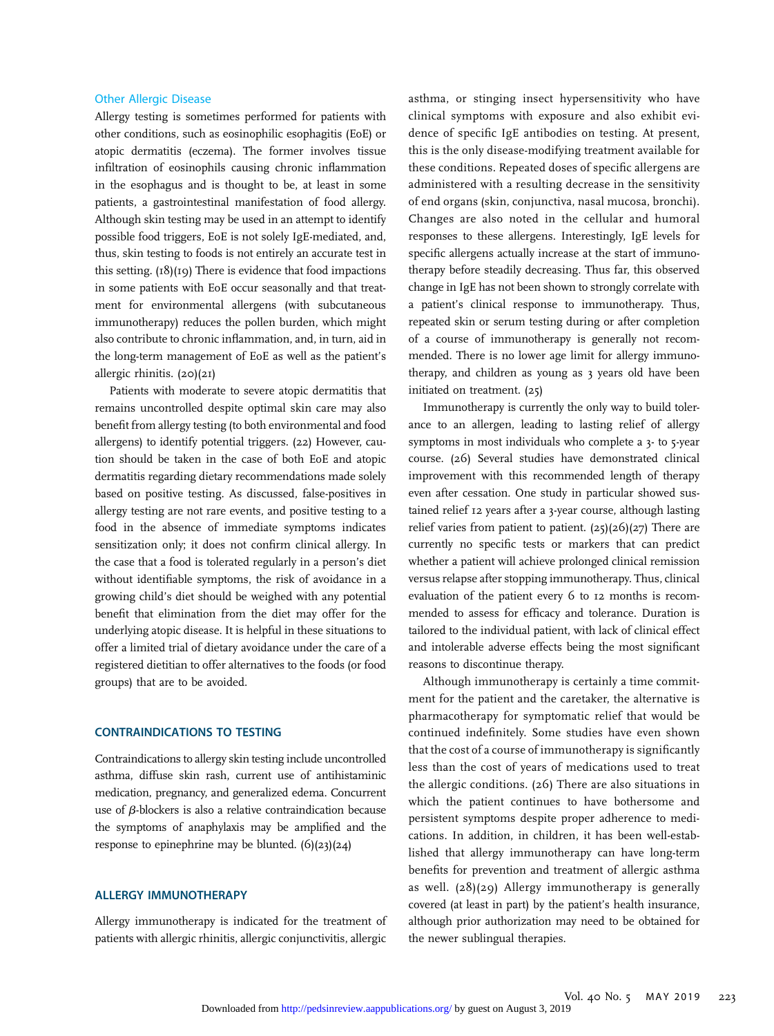### Other Allergic Disease

Allergy testing is sometimes performed for patients with other conditions, such as eosinophilic esophagitis (EoE) or atopic dermatitis (eczema). The former involves tissue infiltration of eosinophils causing chronic inflammation in the esophagus and is thought to be, at least in some patients, a gastrointestinal manifestation of food allergy. Although skin testing may be used in an attempt to identify possible food triggers, EoE is not solely IgE-mediated, and, thus, skin testing to foods is not entirely an accurate test in this setting. (18)(19) There is evidence that food impactions in some patients with EoE occur seasonally and that treatment for environmental allergens (with subcutaneous immunotherapy) reduces the pollen burden, which might also contribute to chronic inflammation, and, in turn, aid in the long-term management of EoE as well as the patient's allergic rhinitis. (20)(21)

Patients with moderate to severe atopic dermatitis that remains uncontrolled despite optimal skin care may also benefit from allergy testing (to both environmental and food allergens) to identify potential triggers. (22) However, caution should be taken in the case of both EoE and atopic dermatitis regarding dietary recommendations made solely based on positive testing. As discussed, false-positives in allergy testing are not rare events, and positive testing to a food in the absence of immediate symptoms indicates sensitization only; it does not confirm clinical allergy. In the case that a food is tolerated regularly in a person's diet without identifiable symptoms, the risk of avoidance in a growing child's diet should be weighed with any potential benefit that elimination from the diet may offer for the underlying atopic disease. It is helpful in these situations to offer a limited trial of dietary avoidance under the care of a registered dietitian to offer alternatives to the foods (or food groups) that are to be avoided.

## CONTRAINDICATIONS TO TESTING

Contraindications to allergy skin testing include uncontrolled asthma, diffuse skin rash, current use of antihistaminic medication, pregnancy, and generalized edema. Concurrent use of $\beta$-blockers is also a relative contraindication because the symptoms of anaphylaxis may be amplified and the response to epinephrine may be blunted. (6)(23)(24)

## ALLERGY IMMUNOTHERAPY

Allergy immunotherapy is indicated for the treatment of patients with allergic rhinitis, allergic conjunctivitis, allergic asthma, or stinging insect hypersensitivity who have clinical symptoms with exposure and also exhibit evidence of specific IgE antibodies on testing. At present, this is the only disease-modifying treatment available for these conditions. Repeated doses of specific allergens are administered with a resulting decrease in the sensitivity of end organs (skin, conjunctiva, nasal mucosa, bronchi). Changes are also noted in the cellular and humoral responses to these allergens. Interestingly, IgE levels for specific allergens actually increase at the start of immunotherapy before steadily decreasing. Thus far, this observed change in IgE has not been shown to strongly correlate with a patient's clinical response to immunotherapy. Thus, repeated skin or serum testing during or after completion of a course of immunotherapy is generally not recommended. There is no lower age limit for allergy immunotherapy, and children as young as 3 years old have been initiated on treatment. (25)

Immunotherapy is currently the only way to build tolerance to an allergen, leading to lasting relief of allergy symptoms in most individuals who complete a 3- to 5-year course. (26) Several studies have demonstrated clinical improvement with this recommended length of therapy even after cessation. One study in particular showed sustained relief 12 years after a 3-year course, although lasting relief varies from patient to patient. (25)(26)(27) There are currently no specific tests or markers that can predict whether a patient will achieve prolonged clinical remission versus relapse after stopping immunotherapy. Thus, clinical evaluation of the patient every 6 to 12 months is recommended to assess for efficacy and tolerance. Duration is tailored to the individual patient, with lack of clinical effect and intolerable adverse effects being the most significant reasons to discontinue therapy.

Although immunotherapy is certainly a time commitment for the patient and the caretaker, the alternative is pharmacotherapy for symptomatic relief that would be continued indefinitely. Some studies have even shown that the cost of a course of immunotherapy is significantly less than the cost of years of medications used to treat the allergic conditions. (26) There are also situations in which the patient continues to have bothersome and persistent symptoms despite proper adherence to medications. In addition, in children, it has been well-established that allergy immunotherapy can have long-term benefits for prevention and treatment of allergic asthma as well. (28)(29) Allergy immunotherapy is generally covered (at least in part) by the patient's health insurance, although prior authorization may need to be obtained for the newer sublingual therapies.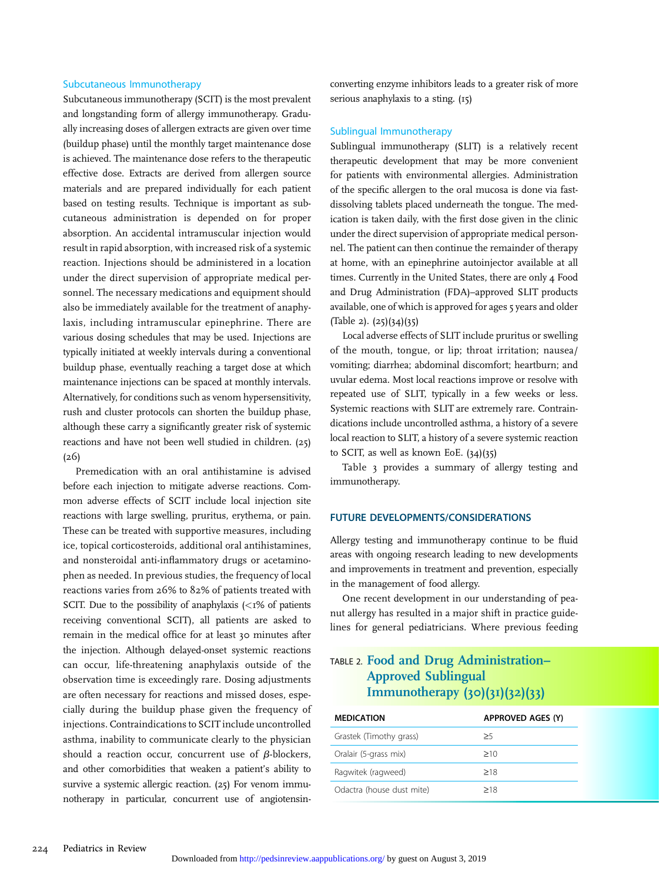### Subcutaneous Immunotherapy

Subcutaneous immunotherapy (SCIT) is the most prevalent and longstanding form of allergy immunotherapy. Gradually increasing doses of allergen extracts are given over time (buildup phase) until the monthly target maintenance dose is achieved. The maintenance dose refers to the therapeutic effective dose. Extracts are derived from allergen source materials and are prepared individually for each patient based on testing results. Technique is important as subcutaneous administration is depended on for proper absorption. An accidental intramuscular injection would result in rapid absorption, with increased risk of a systemic reaction. Injections should be administered in a location under the direct supervision of appropriate medical personnel. The necessary medications and equipment should also be immediately available for the treatment of anaphylaxis, including intramuscular epinephrine. There are various dosing schedules that may be used. Injections are typically initiated at weekly intervals during a conventional buildup phase, eventually reaching a target dose at which maintenance injections can be spaced at monthly intervals. Alternatively, for conditions such as venom hypersensitivity, rush and cluster protocols can shorten the buildup phase, although these carry a significantly greater risk of systemic reactions and have not been well studied in children. (25)(26)

Premedication with an oral antihistamine is advised before each injection to mitigate adverse reactions. Common adverse effects of SCIT include local injection site reactions with large swelling, pruritus, erythema, or pain. These can be treated with supportive measures, including ice, topical corticosteroids, additional oral antihistamines, and nonsteroidal anti-inflammatory drugs or acetaminophen as needed. In previous studies, the frequency of local reactions varies from 26% to 82% of patients treated with SCIT. Due to the possibility of anaphylaxis (<1% of patients receiving conventional SCIT), all patients are asked to remain in the medical office for at least 30 minutes after the injection. Although delayed-onset systemic reactions can occur, life-threatening anaphylaxis outside of the observation time is exceedingly rare. Dosing adjustments are often necessary for reactions and missed doses, especially during the buildup phase given the frequency of injections. Contraindications to SCIT include uncontrolled asthma, inability to communicate clearly to the physician should a reaction occur, concurrent use of β-blockers, and other comorbidities that weaken a patient's ability to survive a systemic allergic reaction. (25) For venom immunotherapy in particular, concurrent use of angiotensin-converting enzyme inhibitors leads to a greater risk of more serious anaphylaxis to a sting. (15)

### Sublingual Immunotherapy

Sublingual immunotherapy (SLIT) is a relatively recent therapeutic development that may be more convenient for patients with environmental allergies. Administration of the specific allergen to the oral mucosa is done via fast-dissolving tablets placed underneath the tongue. The medication is taken daily, with the first dose given in the clinic under the direct supervision of appropriate medical personnel. The patient can then continue the remainder of therapy at home, with an epinephrine autoinjector available at all times. Currently in the United States, there are only 4 Food and Drug Administration (FDA)–approved SLIT products available, one of which is approved for ages 5 years and older (Table 2). (25)(34)(35)

Local adverse effects of SLIT include pruritus or swelling of the mouth, tongue, or lip; throat irritation; nausea/vomiting; diarrhea; abdominal discomfort; heartburn; and uvular edema. Most local reactions improve or resolve with repeated use of SLIT, typically in a few weeks or less. Systemic reactions with SLIT are extremely rare. Contraindications include uncontrolled asthma, a history of a severe local reaction to SLIT, a history of a severe systemic reaction to SCIT, as well as known EoE. (34)(35)

Table 3 provides a summary of allergy testing and immunotherapy.

## FUTURE DEVELOPMENTS/CONSIDERATIONS

Allergy testing and immunotherapy continue to be fluid areas with ongoing research leading to new developments and improvements in treatment and prevention, especially in the management of food allergy.

One recent development in our understanding of peanut allergy has resulted in a major shift in practice guidelines for general pediatricians. Where previous feeding

TABLE 2. **Food and Drug Administration–Approved Sublingual Immunotherapy (30)(31)(32)(33)**

| MEDICATION | APPROVED AGES (Y) |
|---|---|
| Grastek (Timothy grass) | ≥5 |
| Oralair (5-grass mix) | ≥10 |
| Ragwitek (ragweed) | ≥18 |
| Odactra (house dust mite) | ≥18 |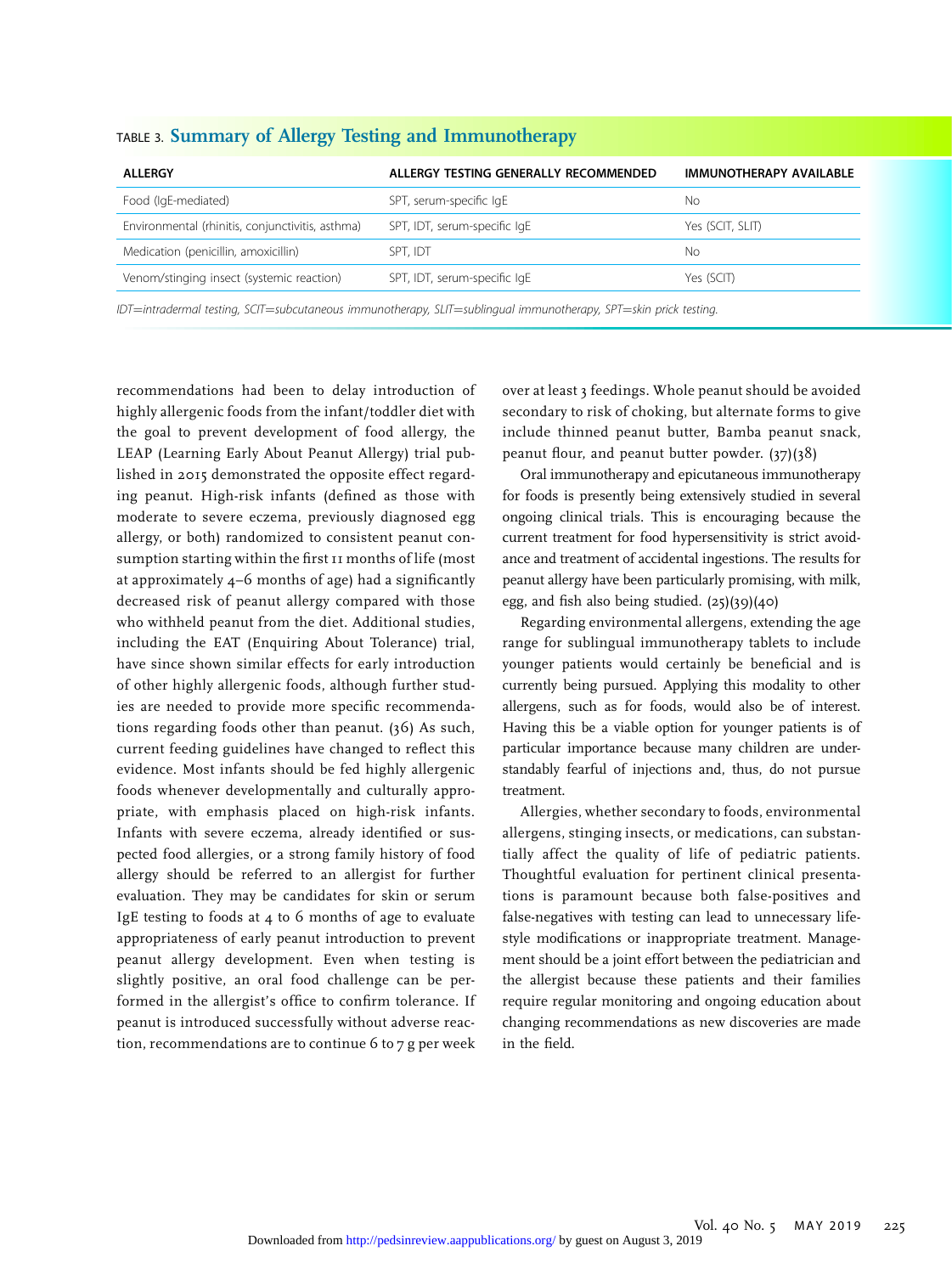TABLE 3. **Summary of Allergy Testing and Immunotherapy**

| ALLERGY | ALLERGY TESTING GENERALLY RECOMMENDED | IMMUNOTHERAPY AVAILABLE |
|---|---|---|
| Food (IgE-mediated) | SPT, serum-specific IgE | No |
| Environmental (rhinitis, conjunctivitis, asthma) | SPT, IDT, serum-specific IgE | Yes (SCIT, SLIT) |
| Medication (penicillin, amoxicillin) | SPT, IDT | No |
| Venom/stinging insect (systemic reaction) | SPT, IDT, serum-specific IgE | Yes (SCIT) |

*IDT=intradermal testing, SCIT=subcutaneous immunotherapy, SLIT=sublingual immunotherapy, SPT=skin prick testing.*

recommendations had been to delay introduction of highly allergenic foods from the infant/toddler diet with the goal to prevent development of food allergy, the LEAP (Learning Early About Peanut Allergy) trial published in 2015 demonstrated the opposite effect regarding peanut. High-risk infants (defined as those with moderate to severe eczema, previously diagnosed egg allergy, or both) randomized to consistent peanut consumption starting within the first 11 months of life (most at approximately 4–6 months of age) had a significantly decreased risk of peanut allergy compared with those who withheld peanut from the diet. Additional studies, including the EAT (Enquiring About Tolerance) trial, have since shown similar effects for early introduction of other highly allergenic foods, although further studies are needed to provide more specific recommendations regarding foods other than peanut. (36) As such, current feeding guidelines have changed to reflect this evidence. Most infants should be fed highly allergenic foods whenever developmentally and culturally appropriate, with emphasis placed on high-risk infants. Infants with severe eczema, already identified or suspected food allergies, or a strong family history of food allergy should be referred to an allergist for further evaluation. They may be candidates for skin or serum IgE testing to foods at 4 to 6 months of age to evaluate appropriateness of early peanut introduction to prevent peanut allergy development. Even when testing is slightly positive, an oral food challenge can be performed in the allergist's office to confirm tolerance. If peanut is introduced successfully without adverse reaction, recommendations are to continue 6 to 7 g per week over at least 3 feedings. Whole peanut should be avoided secondary to risk of choking, but alternate forms to give include thinned peanut butter, Bamba peanut snack, peanut flour, and peanut butter powder. (37)(38)

Oral immunotherapy and epicutaneous immunotherapy for foods is presently being extensively studied in several ongoing clinical trials. This is encouraging because the current treatment for food hypersensitivity is strict avoidance and treatment of accidental ingestions. The results for peanut allergy have been particularly promising, with milk, egg, and fish also being studied. (25)(39)(40)

Regarding environmental allergens, extending the age range for sublingual immunotherapy tablets to include younger patients would certainly be beneficial and is currently being pursued. Applying this modality to other allergens, such as for foods, would also be of interest. Having this be a viable option for younger patients is of particular importance because many children are understandably fearful of injections and, thus, do not pursue treatment.

Allergies, whether secondary to foods, environmental allergens, stinging insects, or medications, can substantially affect the quality of life of pediatric patients. Thoughtful evaluation for pertinent clinical presentations is paramount because both false-positives and false-negatives with testing can lead to unnecessary lifestyle modifications or inappropriate treatment. Management should be a joint effort between the pediatrician and the allergist because these patients and their families require regular monitoring and ongoing education about changing recommendations as new discoveries are made in the field.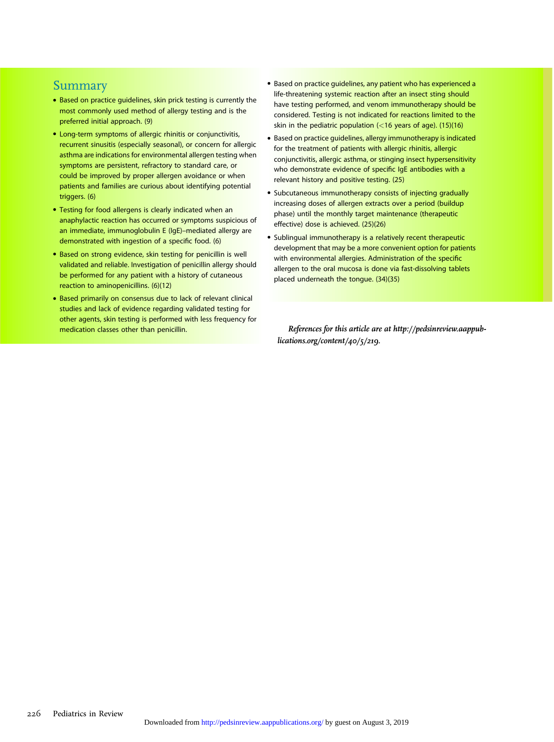## Summary

- Based on practice guidelines, skin prick testing is currently the most commonly used method of allergy testing and is the preferred initial approach. (9)
- Long-term symptoms of allergic rhinitis or conjunctivitis, recurrent sinusitis (especially seasonal), or concern for allergic asthma are indications for environmental allergen testing when symptoms are persistent, refractory to standard care, or could be improved by proper allergen avoidance or when patients and families are curious about identifying potential triggers. (6)
- Testing for food allergens is clearly indicated when an anaphylactic reaction has occurred or symptoms suspicious of an immediate, immunoglobulin E (IgE)–mediated allergy are demonstrated with ingestion of a specific food. (6)
- Based on strong evidence, skin testing for penicillin is well validated and reliable. Investigation of penicillin allergy should be performed for any patient with a history of cutaneous reaction to aminopenicillins. (6)(12)
- Based primarily on consensus due to lack of relevant clinical studies and lack of evidence regarding validated testing for other agents, skin testing is performed with less frequency for medication classes other than penicillin.
- Based on practice guidelines, any patient who has experienced a life-threatening systemic reaction after an insect sting should have testing performed, and venom immunotherapy should be considered. Testing is not indicated for reactions limited to the skin in the pediatric population (<16 years of age). (15)(16)
- Based on practice guidelines, allergy immunotherapy is indicated for the treatment of patients with allergic rhinitis, allergic conjunctivitis, allergic asthma, or stinging insect hypersensitivity who demonstrate evidence of specific IgE antibodies with a relevant history and positive testing. (25)
- Subcutaneous immunotherapy consists of injecting gradually increasing doses of allergen extracts over a period (buildup phase) until the monthly target maintenance (therapeutic effective) dose is achieved. (25)(26)
- Sublingual immunotherapy is a relatively recent therapeutic development that may be a more convenient option for patients with environmental allergies. Administration of the specific allergen to the oral mucosa is done via fast-dissolving tablets placed underneath the tongue. (34)(35)

*References for this article are at http://pedsinreview.aappublications.org/content/40/5/219.*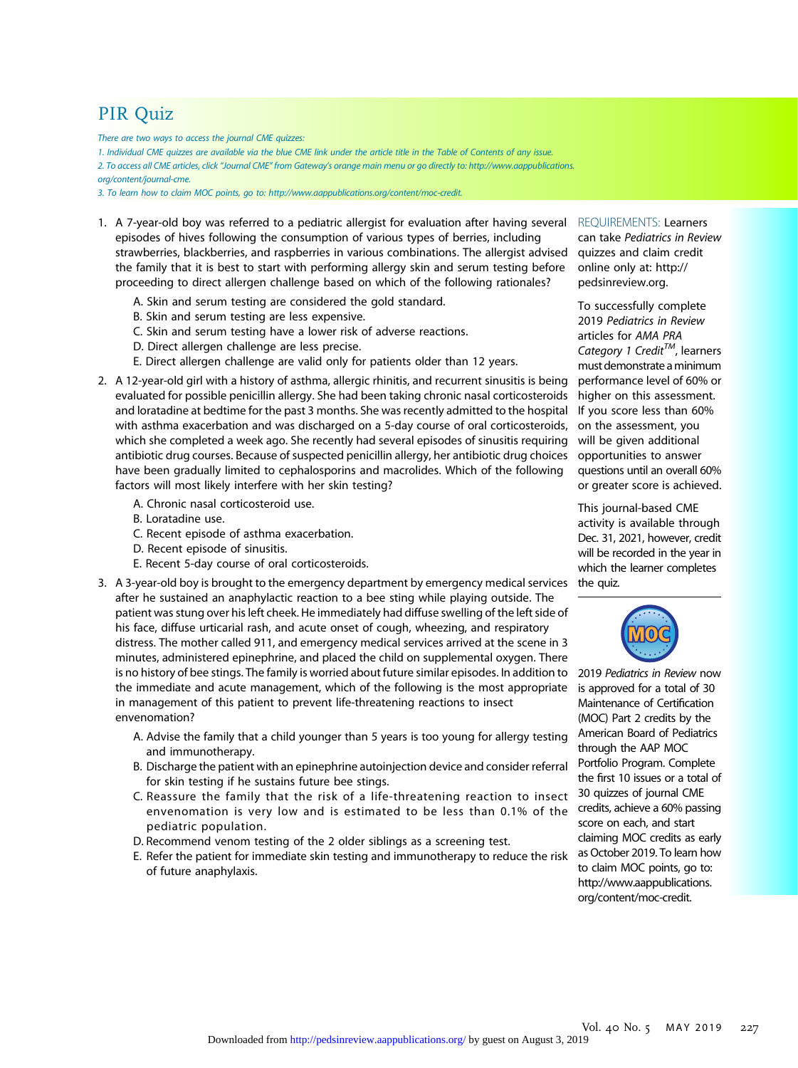# PIR Quiz

*There are two ways to access the journal CME quizzes:*

*1. Individual CME quizzes are available via the blue CME link under the article title in the Table of Contents of any issue.*

*2. To access all CME articles, click "Journal CME" from Gateway's orange main menu or go directly to: http://www.aappublications.org/content/journal-cme.*

*3. To learn how to claim MOC points, go to: http://www.aappublications.org/content/moc-credit.*

1. A 7-year-old boy was referred to a pediatric allergist for evaluation after having several episodes of hives following the consumption of various types of berries, including strawberries, blackberries, and raspberries in various combinations. The allergist advised the family that it is best to start with performing allergy skin and serum testing before proceeding to direct allergen challenge based on which of the following rationales?
   - A. Skin and serum testing are considered the gold standard.
   - B. Skin and serum testing are less expensive.
   - C. Skin and serum testing have a lower risk of adverse reactions.
   - D. Direct allergen challenge are less precise.
   - E. Direct allergen challenge are valid only for patients older than 12 years.

2. A 12-year-old girl with a history of asthma, allergic rhinitis, and recurrent sinusitis is being evaluated for possible penicillin allergy. She had been taking chronic nasal corticosteroids and loratadine at bedtime for the past 3 months. She was recently admitted to the hospital with asthma exacerbation and was discharged on a 5-day course of oral corticosteroids, which she completed a week ago. She recently had several episodes of sinusitis requiring antibiotic drug courses. Because of suspected penicillin allergy, her antibiotic drug choices have been gradually limited to cephalosporins and macrolides. Which of the following factors will most likely interfere with her skin testing?
   - A. Chronic nasal corticosteroid use.
   - B. Loratadine use.
   - C. Recent episode of asthma exacerbation.
   - D. Recent episode of sinusitis.
   - E. Recent 5-day course of oral corticosteroids.

3. A 3-year-old boy is brought to the emergency department by emergency medical services after he sustained an anaphylactic reaction to a bee sting while playing outside. The patient was stung over his left cheek. He immediately had diffuse swelling of the left side of his face, diffuse urticarial rash, and acute onset of cough, wheezing, and respiratory distress. The mother called 911, and emergency medical services arrived at the scene in 3 minutes, administered epinephrine, and placed the child on supplemental oxygen. There is no history of bee stings. The family is worried about future similar episodes. In addition to the immediate and acute management, which of the following is the most appropriate in management of this patient to prevent life-threatening reactions to insect envenomation?
   - A. Advise the family that a child younger than 5 years is too young for allergy testing and immunotherapy.
   - B. Discharge the patient with an epinephrine autoinjection device and consider referral for skin testing if he sustains future bee stings.
   - C. Reassure the family that the risk of a life-threatening reaction to insect envenomation is very low and is estimated to be less than 0.1% of the pediatric population.
   - D. Recommend venom testing of the 2 older siblings as a screening test.
   - E. Refer the patient for immediate skin testing and immunotherapy to reduce the risk of future anaphylaxis.

REQUIREMENTS: Learners can take *Pediatrics in Review* quizzes and claim credit online only at: http://pedsinreview.org.

To successfully complete 2019 *Pediatrics in Review* articles for *AMA PRA Category 1 Credit™*, learners must demonstrate a minimum performance level of 60% or higher on this assessment. If you score less than 60% on the assessment, you will be given additional opportunities to answer questions until an overall 60% or greater score is achieved.

This journal-based CME activity is available through Dec. 31, 2021, however, credit will be recorded in the year in which the learner completes the quiz.

2019 *Pediatrics in Review* now is approved for a total of 30 Maintenance of Certification (MOC) Part 2 credits by the American Board of Pediatrics through the AAP MOC Portfolio Program. Complete the first 10 issues or a total of 30 quizzes of journal CME credits, achieve a 60% passing score on each, and start claiming MOC credits as early as October 2019. To learn how to claim MOC points, go to: http://www.aappublications.org/content/moc-credit.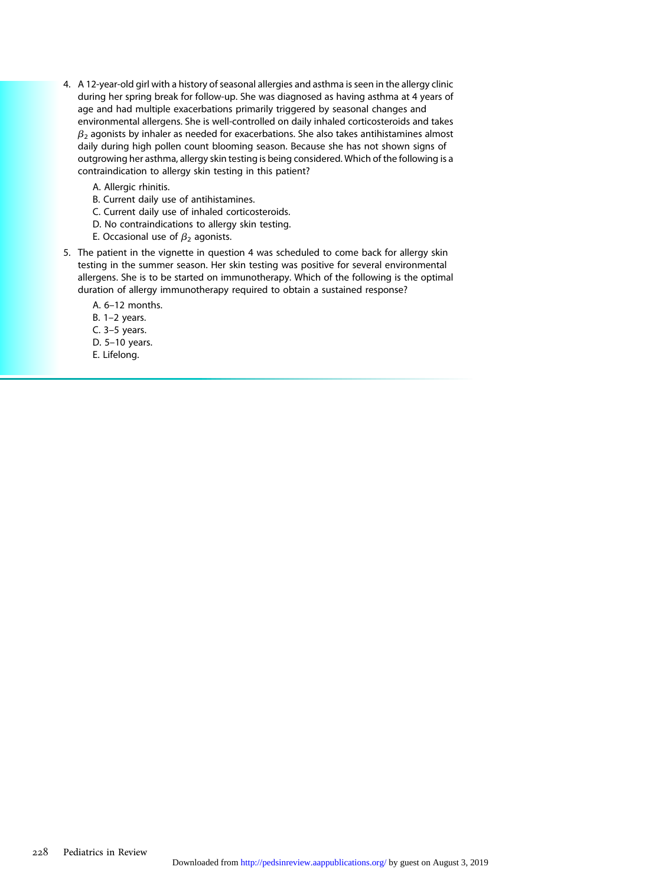4. A 12-year-old girl with a history of seasonal allergies and asthma is seen in the allergy clinic during her spring break for follow-up. She was diagnosed as having asthma at 4 years of age and had multiple exacerbations primarily triggered by seasonal changes and environmental allergens. She is well-controlled on daily inhaled corticosteroids and takes $\beta_2$ agonists by inhaler as needed for exacerbations. She also takes antihistamines almost daily during high pollen count blooming season. Because she has not shown signs of outgrowing her asthma, allergy skin testing is being considered. Which of the following is a contraindication to allergy skin testing in this patient?

   A. Allergic rhinitis.
   B. Current daily use of antihistamines.
   C. Current daily use of inhaled corticosteroids.
   D. No contraindications to allergy skin testing.
   E. Occasional use of $\beta_2$ agonists.

5. The patient in the vignette in question 4 was scheduled to come back for allergy skin testing in the summer season. Her skin testing was positive for several environmental allergens. She is to be started on immunotherapy. Which of the following is the optimal duration of allergy immunotherapy required to obtain a sustained response?

   A. 6–12 months.
   B. 1–2 years.
   C. 3–5 years.
   D. 5–10 years.
   E. Lifelong.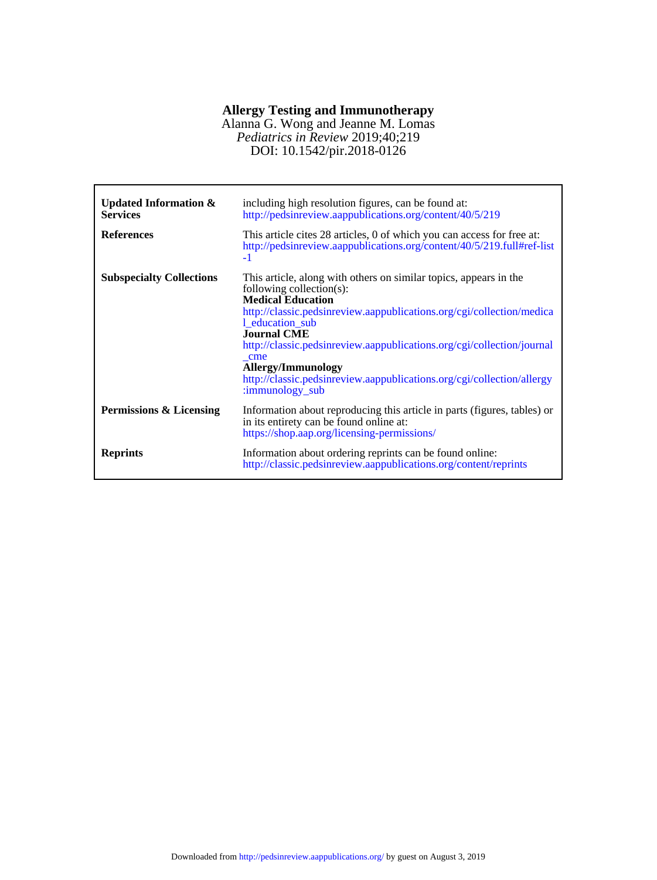# Allergy Testing and Immunotherapy

Alanna G. Wong and Jeanne M. Lomas

*Pediatrics in Review* 2019;40;219

DOI: 10.1542/pir.2018-0126

| | |
|---|---|
| **Updated Information & Services** | including high resolution figures, can be found at: http://pedsinreview.aappublications.org/content/40/5/219 |
| **References** | This article cites 28 articles, 0 of which you can access for free at: http://pedsinreview.aappublications.org/content/40/5/219.full#ref-list-1 |
| **Subspecialty Collections** | This article, along with others on similar topics, appears in the following collection(s): **Medical Education** http://classic.pedsinreview.aappublications.org/cgi/collection/medical_education_sub **Journal CME** http://classic.pedsinreview.aappublications.org/cgi/collection/journal_cme **Allergy/Immunology** http://classic.pedsinreview.aappublications.org/cgi/collection/allergy:immunology_sub |
| **Permissions & Licensing** | Information about reproducing this article in parts (figures, tables) or in its entirety can be found online at: https://shop.aap.org/licensing-permissions/ |
| **Reprints** | Information about ordering reprints can be found online: http://classic.pedsinreview.aappublications.org/content/reprints |

Downloaded from http://pedsinreview.aappublications.org/ by guest on August 3, 2019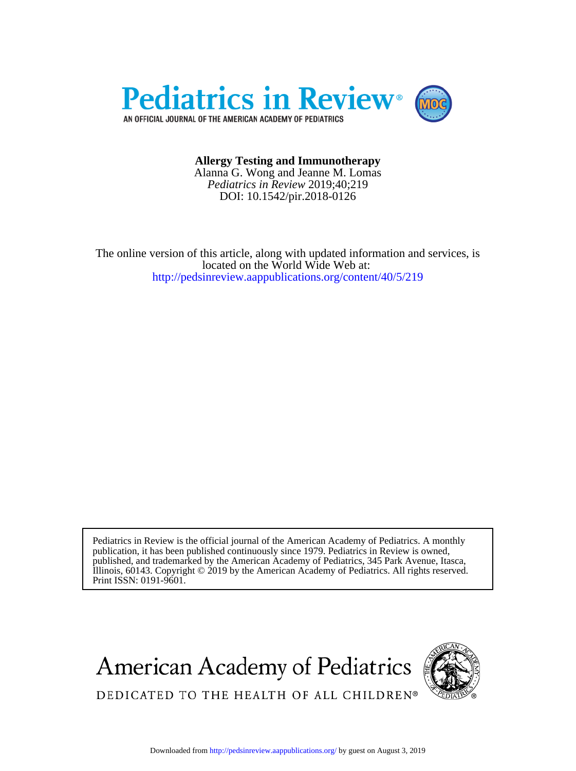**Allergy Testing and Immunotherapy**

Alanna G. Wong and Jeanne M. Lomas

*Pediatrics in Review* 2019;40;219

DOI: 10.1542/pir.2018-0126

The online version of this article, along with updated information and services, is located on the World Wide Web at:

http://pedsinreview.aappublications.org/content/40/5/219

Pediatrics in Review is the official journal of the American Academy of Pediatrics. A monthly publication, it has been published continuously since 1979. Pediatrics in Review is owned, published, and trademarked by the American Academy of Pediatrics, 345 Park Avenue, Itasca, Illinois, 60143. Copyright © 2019 by the American Academy of Pediatrics. All rights reserved. Print ISSN: 0191-9601.

American Academy of Pediatrics

DEDICATED TO THE HEALTH OF ALL CHILDREN®

Downloaded from http://pedsinreview.aappublications.org/ by guest on August 3, 2019